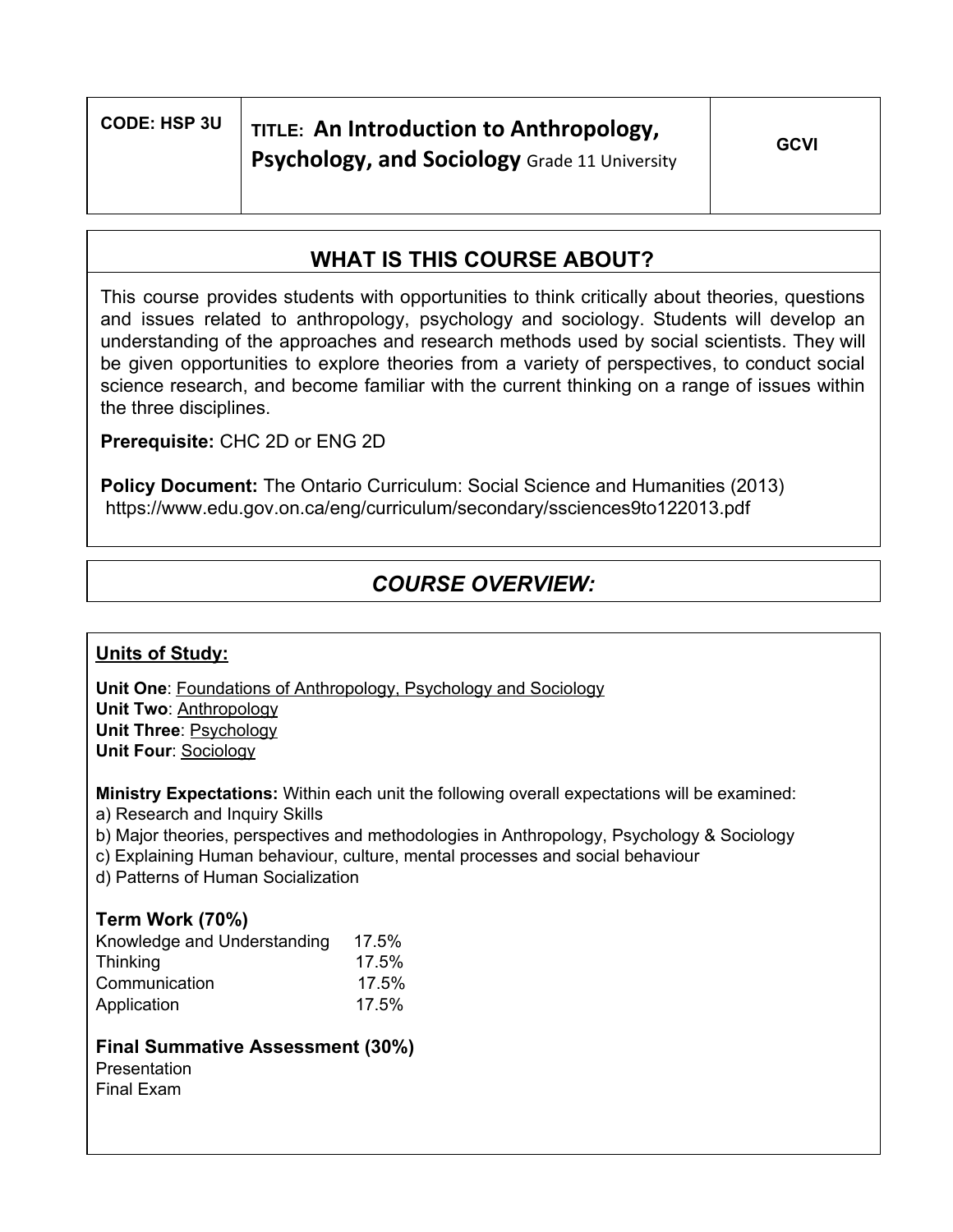| CODE: HSP 3U | TITLE: **An Introduction to Anthropology, Psychology, and Sociology** Grade 11 University | GCVI |
|---|---|---|

## WHAT IS THIS COURSE ABOUT?

This course provides students with opportunities to think critically about theories, questions and issues related to anthropology, psychology and sociology. Students will develop an understanding of the approaches and research methods used by social scientists. They will be given opportunities to explore theories from a variety of perspectives, to conduct social science research, and become familiar with the current thinking on a range of issues within the three disciplines.

**Prerequisite:** CHC 2D or ENG 2D

**Policy Document:** The Ontario Curriculum: Social Science and Humanities (2013) https://www.edu.gov.on.ca/eng/curriculum/secondary/ssciences9to122013.pdf

## *COURSE OVERVIEW:*

**Units of Study:**

**Unit One**: Foundations of Anthropology, Psychology and Sociology
**Unit Two**: Anthropology
**Unit Three**: Psychology
**Unit Four**: Sociology

**Ministry Expectations:** Within each unit the following overall expectations will be examined:
a) Research and Inquiry Skills
b) Major theories, perspectives and methodologies in Anthropology, Psychology & Sociology
c) Explaining Human behaviour, culture, mental processes and social behaviour
d) Patterns of Human Socialization

### Term Work (70%)

| | |
|---|---|
| Knowledge and Understanding | 17.5% |
| Thinking | 17.5% |
| Communication | 17.5% |
| Application | 17.5% |

### Final Summative Assessment (30%)

Presentation
Final Exam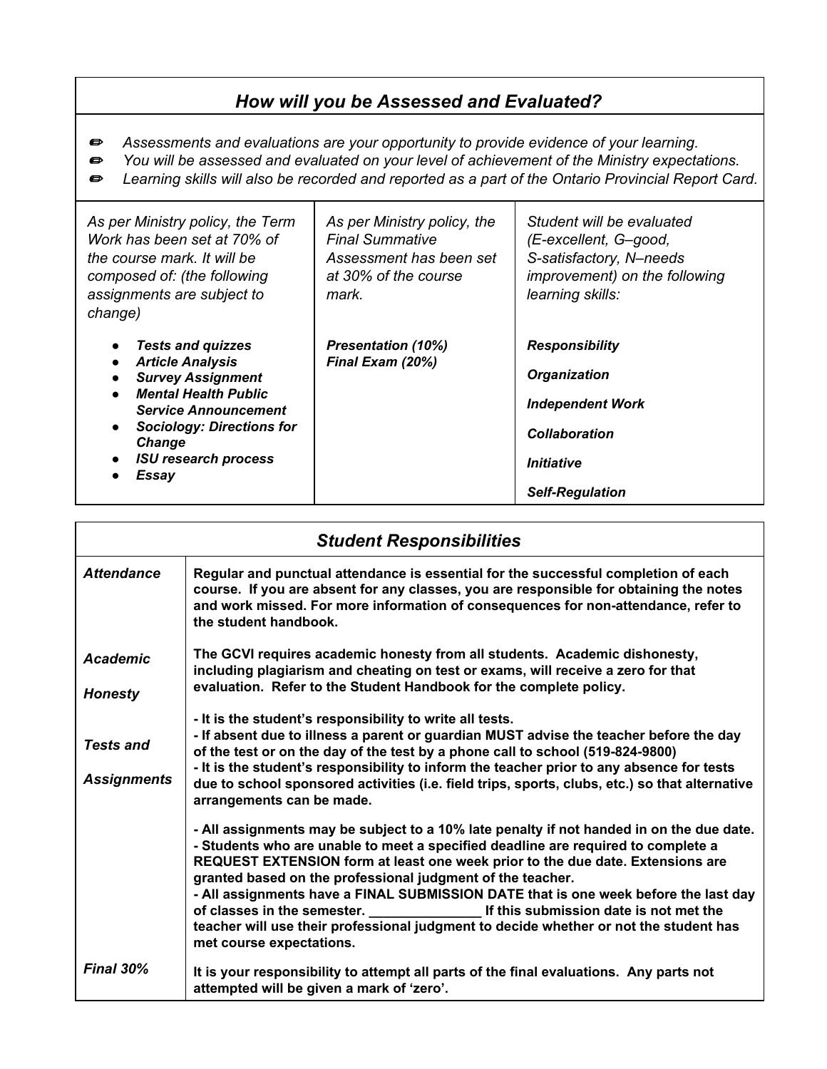## *How will you be Assessed and Evaluated?*

- ✏ *Assessments and evaluations are your opportunity to provide evidence of your learning.*
- ✏ *You will be assessed and evaluated on your level of achievement of the Ministry expectations.*
- ✏ *Learning skills will also be recorded and reported as a part of the Ontario Provincial Report Card.*

| | | |
|---|---|---|
| *As per Ministry policy, the Term Work has been set at 70% of the course mark. It will be composed of: (the following assignments are subject to change)*<br><br>• ***Tests and quizzes***<br>• ***Article Analysis***<br>• ***Survey Assignment***<br>• ***Mental Health Public Service Announcement***<br>• ***Sociology: Directions for Change***<br>• ***ISU research process***<br>• ***Essay*** | *As per Ministry policy, the Final Summative Assessment has been set at 30% of the course mark.*<br><br>***Presentation (10%)***<br>***Final Exam (20%)*** | *Student will be evaluated (E-excellent, G–good, S-satisfactory, N–needs improvement) on the following learning skills:*<br><br>***Responsibility***<br>***Organization***<br>***Independent Work***<br>***Collaboration***<br>***Initiative***<br>***Self-Regulation*** |

## *Student Responsibilities*

| | |
|---|---|
| ***Attendance*** | **Regular and punctual attendance is essential for the successful completion of each course. If you are absent for any classes, you are responsible for obtaining the notes and work missed. For more information of consequences for non-attendance, refer to the student handbook.** |
| ***Academic Honesty*** | **The GCVI requires academic honesty from all students. Academic dishonesty, including plagiarism and cheating on test or exams, will receive a zero for that evaluation. Refer to the Student Handbook for the complete policy.** |
| ***Tests and Assignments*** | **- It is the student's responsibility to write all tests.**<br>**- If absent due to illness a parent or guardian MUST advise the teacher before the day of the test or on the day of the test by a phone call to school (519-824-9800)**<br>**- It is the student's responsibility to inform the teacher prior to any absence for tests due to school sponsored activities (i.e. field trips, sports, clubs, etc.) so that alternative arrangements can be made.**<br><br>**- All assignments may be subject to a 10% late penalty if not handed in on the due date.**<br>**- Students who are unable to meet a specified deadline are required to complete a REQUEST EXTENSION form at least one week prior to the due date. Extensions are granted based on the professional judgment of the teacher.**<br>**- All assignments have a FINAL SUBMISSION DATE that is one week before the last day of classes in the semester. _______________ If this submission date is not met the teacher will use their professional judgment to decide whether or not the student has met course expectations.** |
| ***Final 30%*** | **It is your responsibility to attempt all parts of the final evaluations. Any parts not attempted will be given a mark of 'zero'.** |